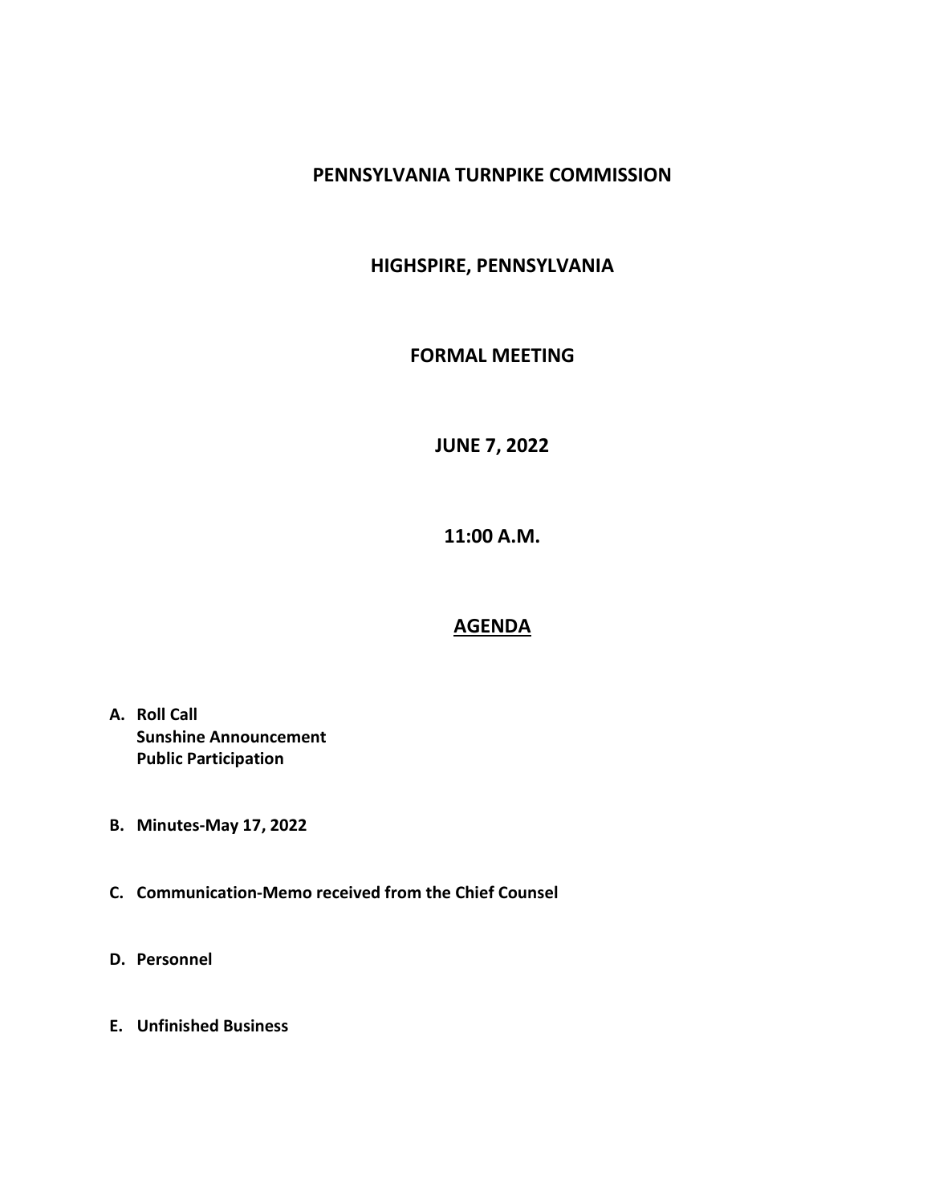# PENNSYLVANIA TURNPIKE COMMISSION

## HIGHSPIRE, PENNSYLVANIA

## FORMAL MEETING

## JUNE 7, 2022

## 11:00 A.M.

## AGENDA

A. **Roll Call**
   **Sunshine Announcement**
   **Public Participation**

B. **Minutes-May 17, 2022**

C. **Communication-Memo received from the Chief Counsel**

D. **Personnel**

E. **Unfinished Business**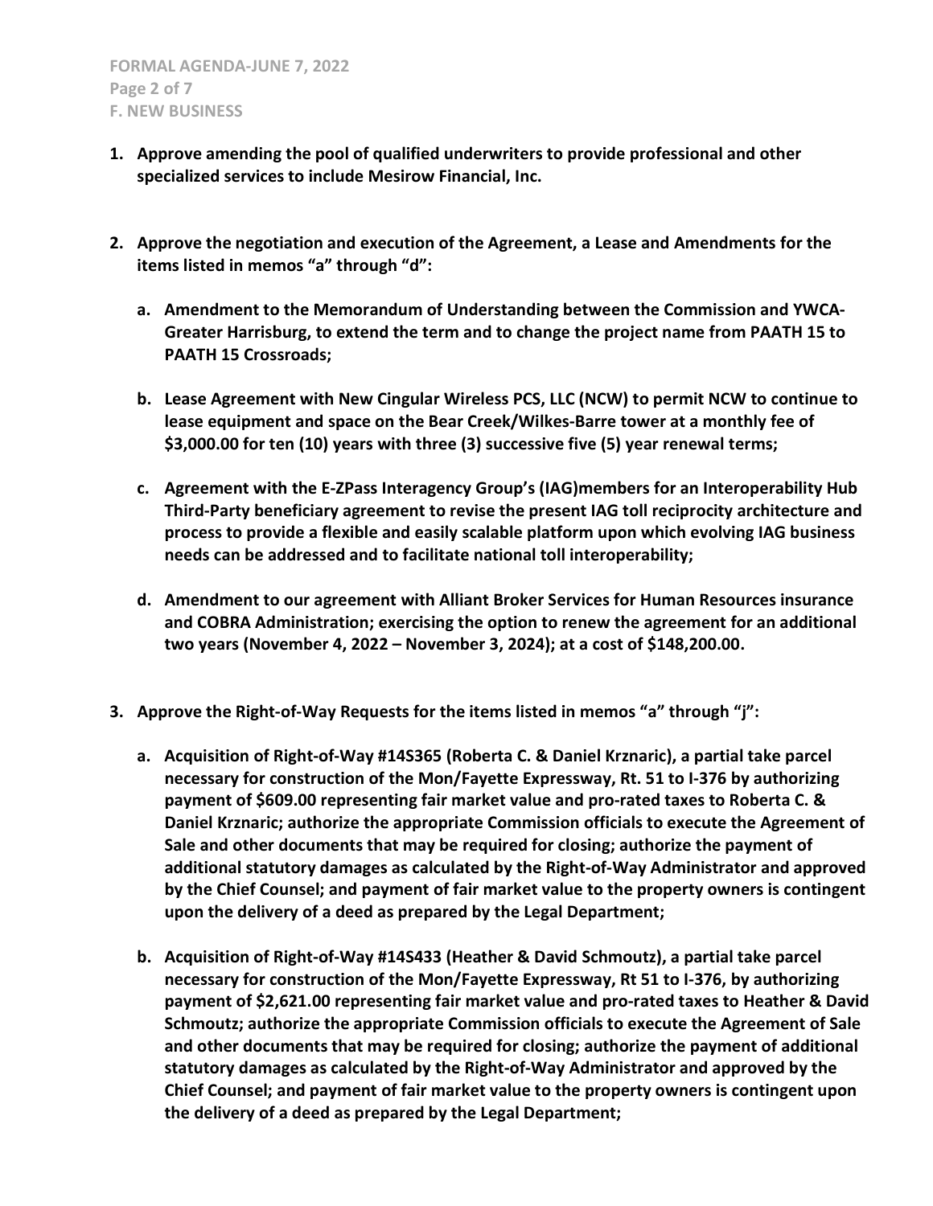**F. NEW BUSINESS**

1. **Approve amending the pool of qualified underwriters to provide professional and other specialized services to include Mesirow Financial, Inc.**

2. **Approve the negotiation and execution of the Agreement, a Lease and Amendments for the items listed in memos "a" through "d":**

   a. **Amendment to the Memorandum of Understanding between the Commission and YWCA-Greater Harrisburg, to extend the term and to change the project name from PAATH 15 to PAATH 15 Crossroads;**

   b. **Lease Agreement with New Cingular Wireless PCS, LLC (NCW) to permit NCW to continue to lease equipment and space on the Bear Creek/Wilkes-Barre tower at a monthly fee of $3,000.00 for ten (10) years with three (3) successive five (5) year renewal terms;**

   c. **Agreement with the E-ZPass Interagency Group's (IAG)members for an Interoperability Hub Third-Party beneficiary agreement to revise the present IAG toll reciprocity architecture and process to provide a flexible and easily scalable platform upon which evolving IAG business needs can be addressed and to facilitate national toll interoperability;**

   d. **Amendment to our agreement with Alliant Broker Services for Human Resources insurance and COBRA Administration; exercising the option to renew the agreement for an additional two years (November 4, 2022 – November 3, 2024); at a cost of $148,200.00.**

3. **Approve the Right-of-Way Requests for the items listed in memos "a" through "j":**

   a. **Acquisition of Right-of-Way #14S365 (Roberta C. & Daniel Krznaric), a partial take parcel necessary for construction of the Mon/Fayette Expressway, Rt. 51 to I-376 by authorizing payment of $609.00 representing fair market value and pro-rated taxes to Roberta C. & Daniel Krznaric; authorize the appropriate Commission officials to execute the Agreement of Sale and other documents that may be required for closing; authorize the payment of additional statutory damages as calculated by the Right-of-Way Administrator and approved by the Chief Counsel; and payment of fair market value to the property owners is contingent upon the delivery of a deed as prepared by the Legal Department;**

   b. **Acquisition of Right-of-Way #14S433 (Heather & David Schmoutz), a partial take parcel necessary for construction of the Mon/Fayette Expressway, Rt 51 to I-376, by authorizing payment of $2,621.00 representing fair market value and pro-rated taxes to Heather & David Schmoutz; authorize the appropriate Commission officials to execute the Agreement of Sale and other documents that may be required for closing; authorize the payment of additional statutory damages as calculated by the Right-of-Way Administrator and approved by the Chief Counsel; and payment of fair market value to the property owners is contingent upon the delivery of a deed as prepared by the Legal Department;**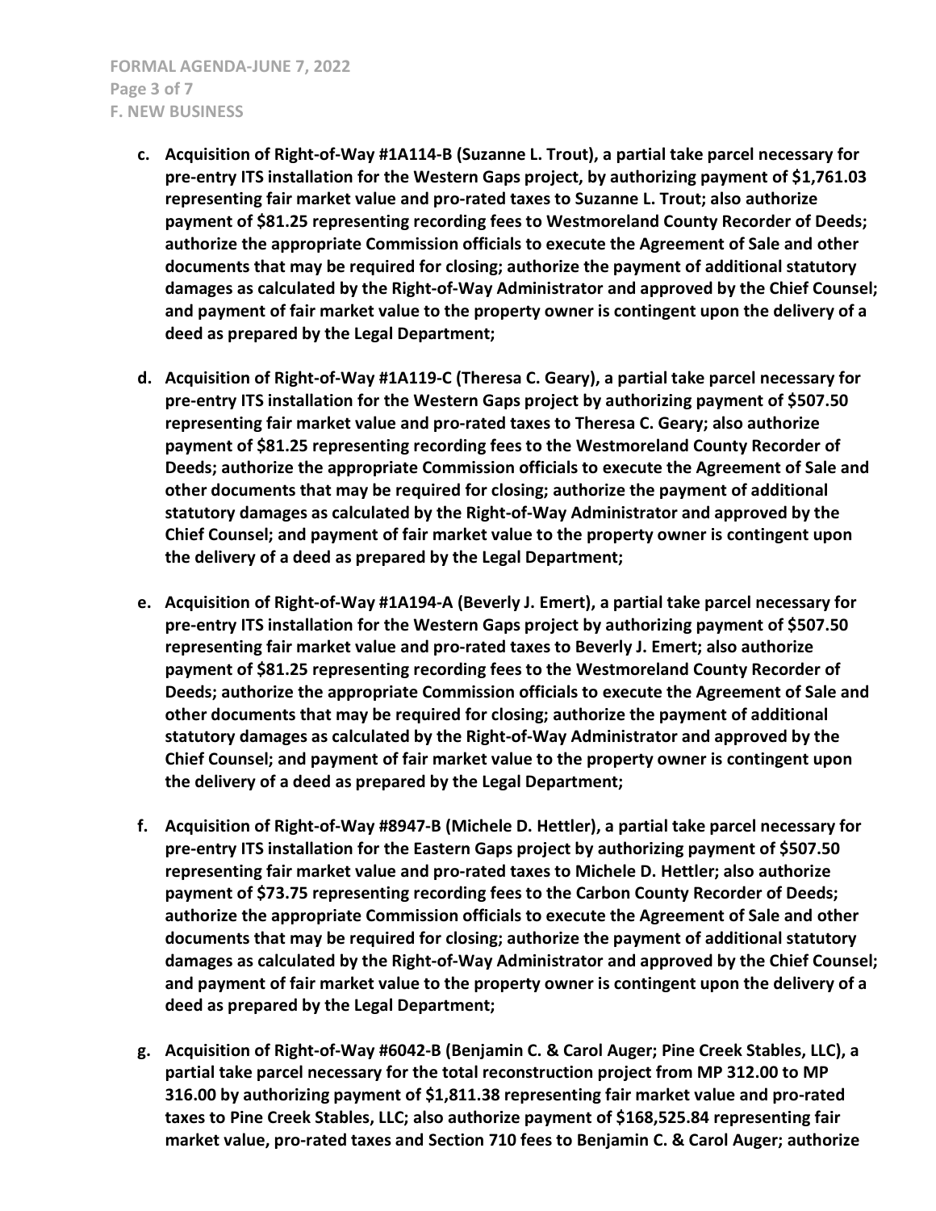**c. Acquisition of Right-of-Way #1A114-B (Suzanne L. Trout), a partial take parcel necessary for pre-entry ITS installation for the Western Gaps project, by authorizing payment of $1,761.03 representing fair market value and pro-rated taxes to Suzanne L. Trout; also authorize payment of $81.25 representing recording fees to Westmoreland County Recorder of Deeds; authorize the appropriate Commission officials to execute the Agreement of Sale and other documents that may be required for closing; authorize the payment of additional statutory damages as calculated by the Right-of-Way Administrator and approved by the Chief Counsel; and payment of fair market value to the property owner is contingent upon the delivery of a deed as prepared by the Legal Department;**

**d. Acquisition of Right-of-Way #1A119-C (Theresa C. Geary), a partial take parcel necessary for pre-entry ITS installation for the Western Gaps project by authorizing payment of $507.50 representing fair market value and pro-rated taxes to Theresa C. Geary; also authorize payment of $81.25 representing recording fees to the Westmoreland County Recorder of Deeds; authorize the appropriate Commission officials to execute the Agreement of Sale and other documents that may be required for closing; authorize the payment of additional statutory damages as calculated by the Right-of-Way Administrator and approved by the Chief Counsel; and payment of fair market value to the property owner is contingent upon the delivery of a deed as prepared by the Legal Department;**

**e. Acquisition of Right-of-Way #1A194-A (Beverly J. Emert), a partial take parcel necessary for pre-entry ITS installation for the Western Gaps project by authorizing payment of $507.50 representing fair market value and pro-rated taxes to Beverly J. Emert; also authorize payment of $81.25 representing recording fees to the Westmoreland County Recorder of Deeds; authorize the appropriate Commission officials to execute the Agreement of Sale and other documents that may be required for closing; authorize the payment of additional statutory damages as calculated by the Right-of-Way Administrator and approved by the Chief Counsel; and payment of fair market value to the property owner is contingent upon the delivery of a deed as prepared by the Legal Department;**

**f. Acquisition of Right-of-Way #8947-B (Michele D. Hettler), a partial take parcel necessary for pre-entry ITS installation for the Eastern Gaps project by authorizing payment of $507.50 representing fair market value and pro-rated taxes to Michele D. Hettler; also authorize payment of $73.75 representing recording fees to the Carbon County Recorder of Deeds; authorize the appropriate Commission officials to execute the Agreement of Sale and other documents that may be required for closing; authorize the payment of additional statutory damages as calculated by the Right-of-Way Administrator and approved by the Chief Counsel; and payment of fair market value to the property owner is contingent upon the delivery of a deed as prepared by the Legal Department;**

**g. Acquisition of Right-of-Way #6042-B (Benjamin C. & Carol Auger; Pine Creek Stables, LLC), a partial take parcel necessary for the total reconstruction project from MP 312.00 to MP 316.00 by authorizing payment of $1,811.38 representing fair market value and pro-rated taxes to Pine Creek Stables, LLC; also authorize payment of $168,525.84 representing fair market value, pro-rated taxes and Section 710 fees to Benjamin C. & Carol Auger; authorize**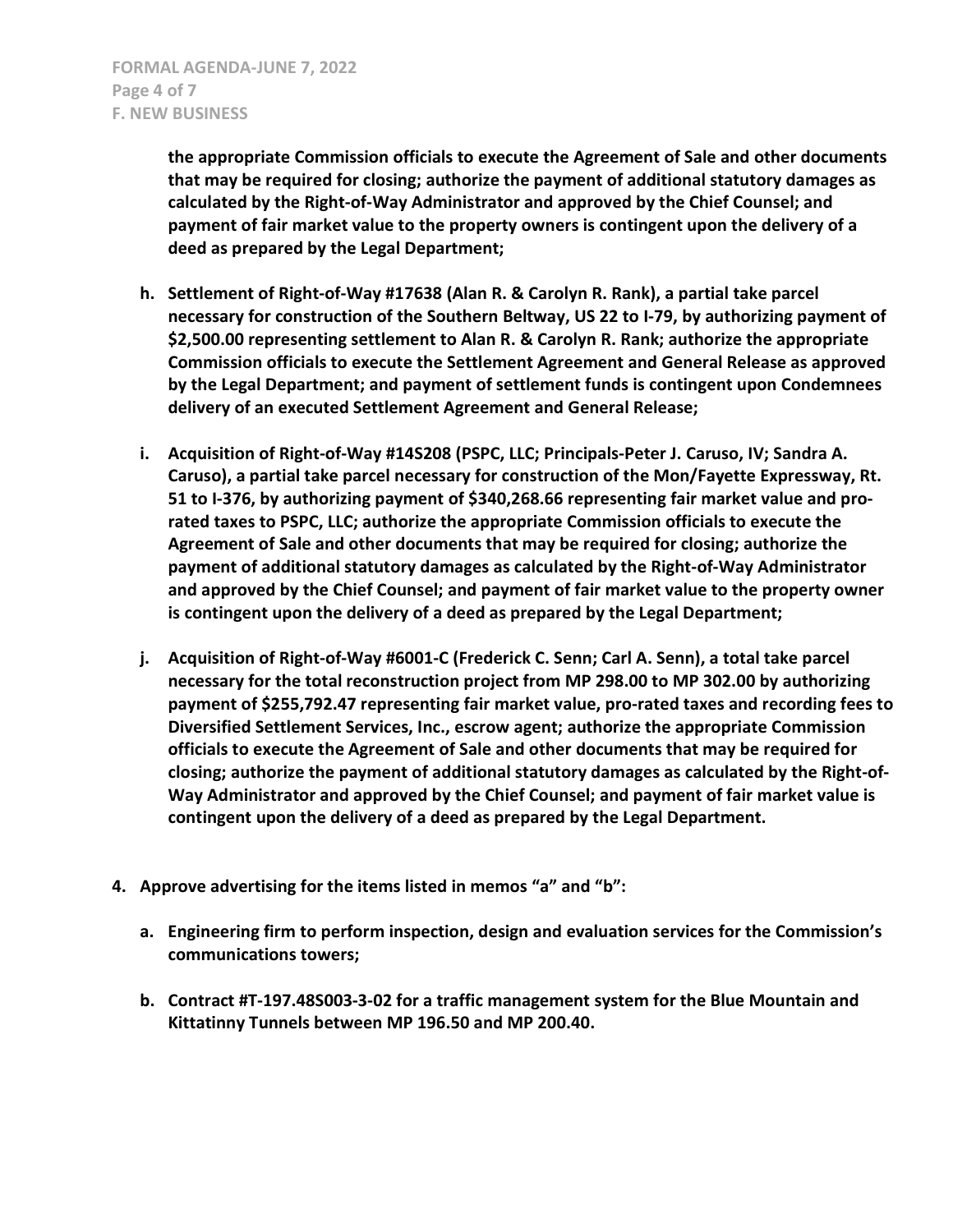**the appropriate Commission officials to execute the Agreement of Sale and other documents that may be required for closing; authorize the payment of additional statutory damages as calculated by the Right-of-Way Administrator and approved by the Chief Counsel; and payment of fair market value to the property owners is contingent upon the delivery of a deed as prepared by the Legal Department;**

h. **Settlement of Right-of-Way #17638 (Alan R. & Carolyn R. Rank), a partial take parcel necessary for construction of the Southern Beltway, US 22 to I-79, by authorizing payment of $2,500.00 representing settlement to Alan R. & Carolyn R. Rank; authorize the appropriate Commission officials to execute the Settlement Agreement and General Release as approved by the Legal Department; and payment of settlement funds is contingent upon Condemnees delivery of an executed Settlement Agreement and General Release;**

i. **Acquisition of Right-of-Way #14S208 (PSPC, LLC; Principals-Peter J. Caruso, IV; Sandra A. Caruso), a partial take parcel necessary for construction of the Mon/Fayette Expressway, Rt. 51 to I-376, by authorizing payment of $340,268.66 representing fair market value and pro-rated taxes to PSPC, LLC; authorize the appropriate Commission officials to execute the Agreement of Sale and other documents that may be required for closing; authorize the payment of additional statutory damages as calculated by the Right-of-Way Administrator and approved by the Chief Counsel; and payment of fair market value to the property owner is contingent upon the delivery of a deed as prepared by the Legal Department;**

j. **Acquisition of Right-of-Way #6001-C (Frederick C. Senn; Carl A. Senn), a total take parcel necessary for the total reconstruction project from MP 298.00 to MP 302.00 by authorizing payment of $255,792.47 representing fair market value, pro-rated taxes and recording fees to Diversified Settlement Services, Inc., escrow agent; authorize the appropriate Commission officials to execute the Agreement of Sale and other documents that may be required for closing; authorize the payment of additional statutory damages as calculated by the Right-of-Way Administrator and approved by the Chief Counsel; and payment of fair market value is contingent upon the delivery of a deed as prepared by the Legal Department.**

4. **Approve advertising for the items listed in memos "a" and "b":**

   a. **Engineering firm to perform inspection, design and evaluation services for the Commission's communications towers;**

   b. **Contract #T-197.48S003-3-02 for a traffic management system for the Blue Mountain and Kittatinny Tunnels between MP 196.50 and MP 200.40.**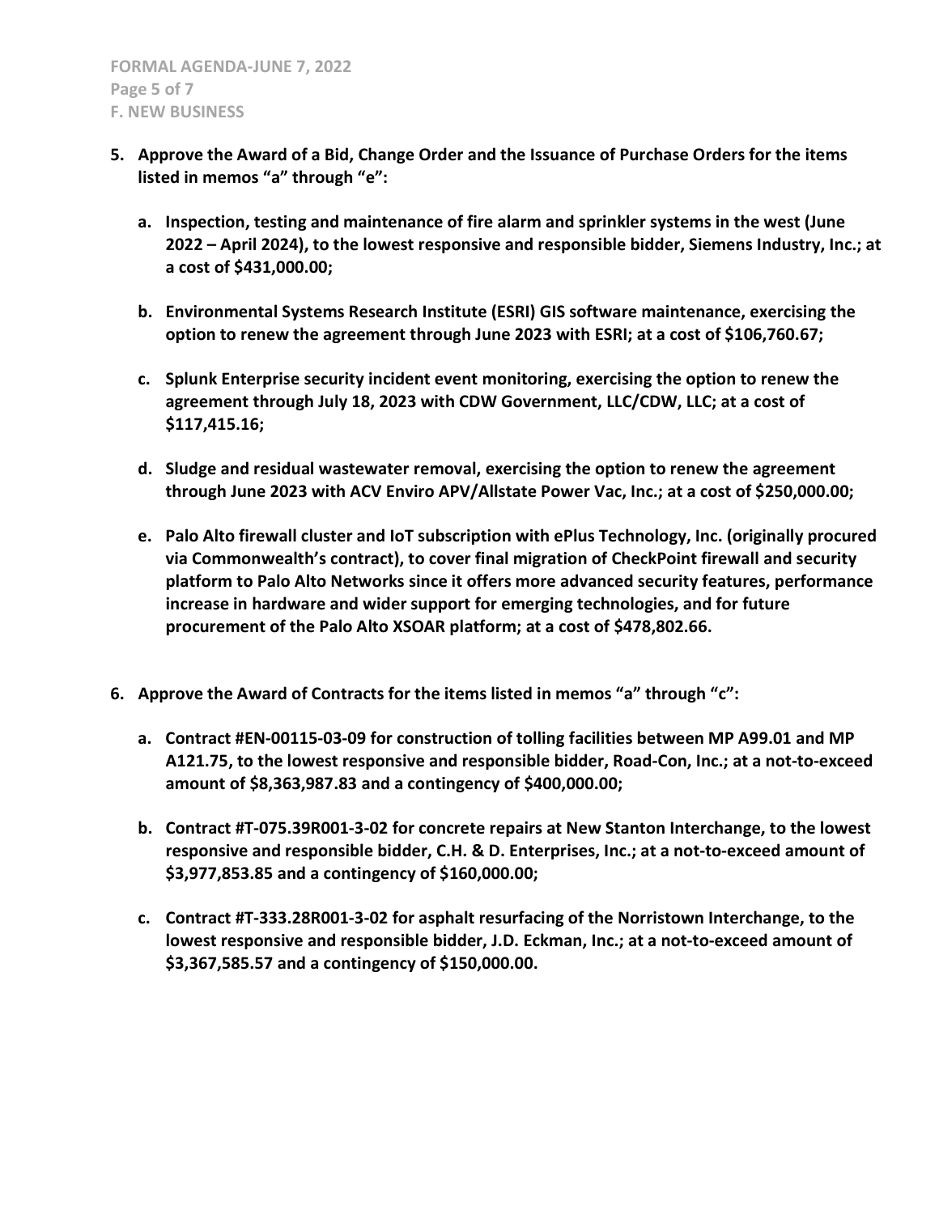5. **Approve the Award of a Bid, Change Order and the Issuance of Purchase Orders for the items listed in memos "a" through "e":**

   a. **Inspection, testing and maintenance of fire alarm and sprinkler systems in the west (June 2022 – April 2024), to the lowest responsive and responsible bidder, Siemens Industry, Inc.; at a cost of $431,000.00;**

   b. **Environmental Systems Research Institute (ESRI) GIS software maintenance, exercising the option to renew the agreement through June 2023 with ESRI; at a cost of $106,760.67;**

   c. **Splunk Enterprise security incident event monitoring, exercising the option to renew the agreement through July 18, 2023 with CDW Government, LLC/CDW, LLC; at a cost of $117,415.16;**

   d. **Sludge and residual wastewater removal, exercising the option to renew the agreement through June 2023 with ACV Enviro APV/Allstate Power Vac, Inc.; at a cost of $250,000.00;**

   e. **Palo Alto firewall cluster and IoT subscription with ePlus Technology, Inc. (originally procured via Commonwealth's contract), to cover final migration of CheckPoint firewall and security platform to Palo Alto Networks since it offers more advanced security features, performance increase in hardware and wider support for emerging technologies, and for future procurement of the Palo Alto XSOAR platform; at a cost of $478,802.66.**

6. **Approve the Award of Contracts for the items listed in memos "a" through "c":**

   a. **Contract #EN-00115-03-09 for construction of tolling facilities between MP A99.01 and MP A121.75, to the lowest responsive and responsible bidder, Road-Con, Inc.; at a not-to-exceed amount of $8,363,987.83 and a contingency of $400,000.00;**

   b. **Contract #T-075.39R001-3-02 for concrete repairs at New Stanton Interchange, to the lowest responsive and responsible bidder, C.H. & D. Enterprises, Inc.; at a not-to-exceed amount of $3,977,853.85 and a contingency of $160,000.00;**

   c. **Contract #T-333.28R001-3-02 for asphalt resurfacing of the Norristown Interchange, to the lowest responsive and responsible bidder, J.D. Eckman, Inc.; at a not-to-exceed amount of $3,367,585.57 and a contingency of $150,000.00.**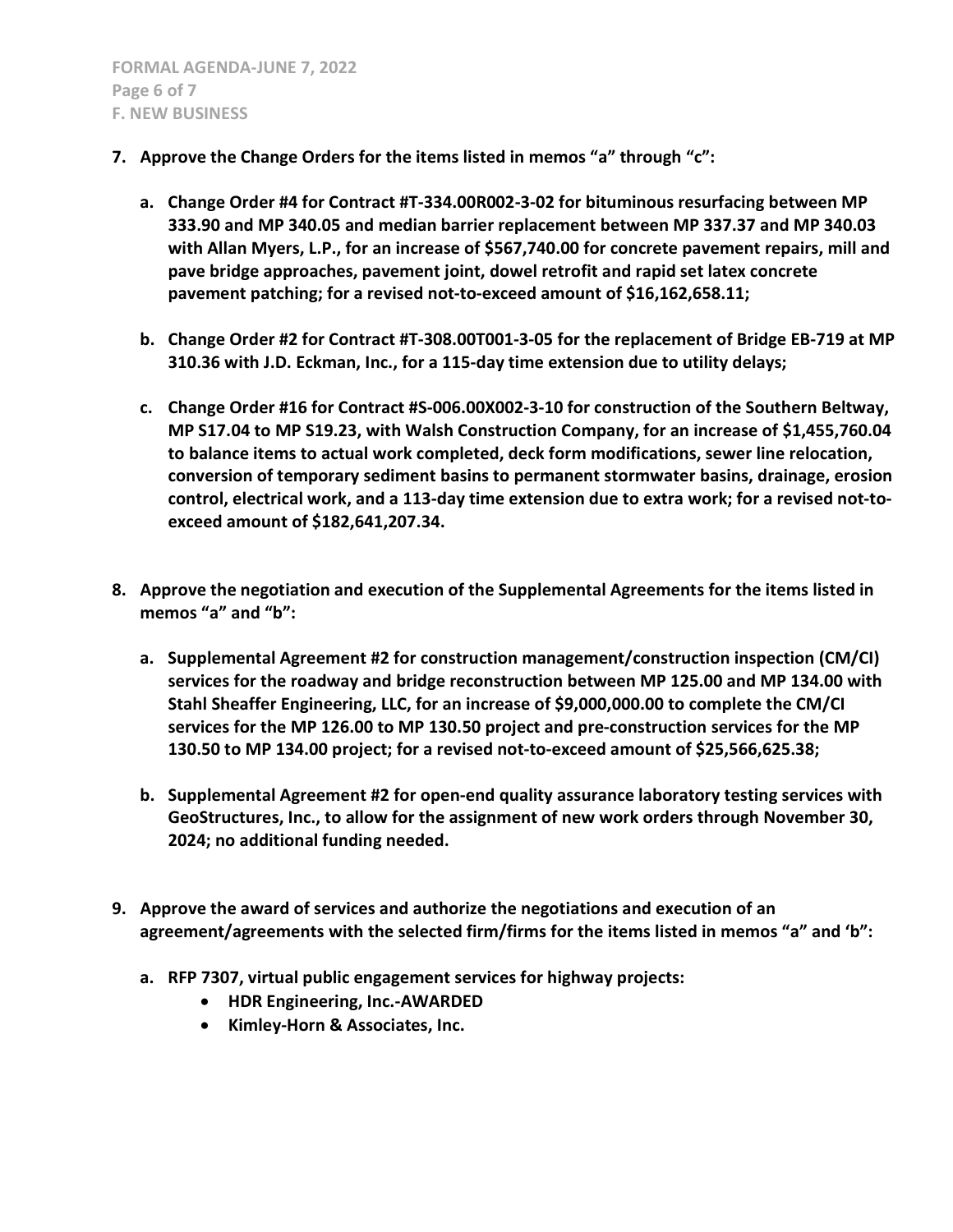7. **Approve the Change Orders for the items listed in memos "a" through "c":**

   a. **Change Order #4 for Contract #T-334.00R002-3-02 for bituminous resurfacing between MP 333.90 and MP 340.05 and median barrier replacement between MP 337.37 and MP 340.03 with Allan Myers, L.P., for an increase of $567,740.00 for concrete pavement repairs, mill and pave bridge approaches, pavement joint, dowel retrofit and rapid set latex concrete pavement patching; for a revised not-to-exceed amount of $16,162,658.11;**

   b. **Change Order #2 for Contract #T-308.00T001-3-05 for the replacement of Bridge EB-719 at MP 310.36 with J.D. Eckman, Inc., for a 115-day time extension due to utility delays;**

   c. **Change Order #16 for Contract #S-006.00X002-3-10 for construction of the Southern Beltway, MP S17.04 to MP S19.23, with Walsh Construction Company, for an increase of $1,455,760.04 to balance items to actual work completed, deck form modifications, sewer line relocation, conversion of temporary sediment basins to permanent stormwater basins, drainage, erosion control, electrical work, and a 113-day time extension due to extra work; for a revised not-to-exceed amount of $182,641,207.34.**

8. **Approve the negotiation and execution of the Supplemental Agreements for the items listed in memos "a" and "b":**

   a. **Supplemental Agreement #2 for construction management/construction inspection (CM/CI) services for the roadway and bridge reconstruction between MP 125.00 and MP 134.00 with Stahl Sheaffer Engineering, LLC, for an increase of $9,000,000.00 to complete the CM/CI services for the MP 126.00 to MP 130.50 project and pre-construction services for the MP 130.50 to MP 134.00 project; for a revised not-to-exceed amount of $25,566,625.38;**

   b. **Supplemental Agreement #2 for open-end quality assurance laboratory testing services with GeoStructures, Inc., to allow for the assignment of new work orders through November 30, 2024; no additional funding needed.**

9. **Approve the award of services and authorize the negotiations and execution of an agreement/agreements with the selected firm/firms for the items listed in memos "a" and 'b":**

   a. **RFP 7307, virtual public engagement services for highway projects:**
      - **HDR Engineering, Inc.-AWARDED**
      - **Kimley-Horn & Associates, Inc.**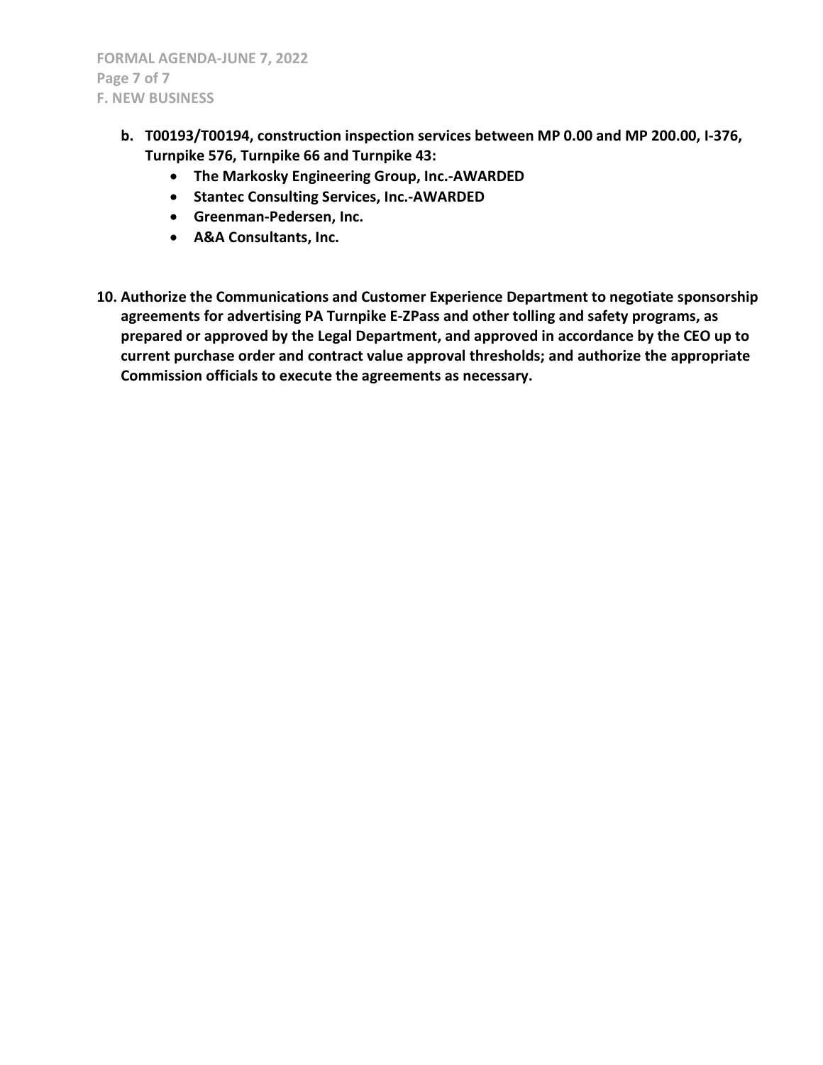**b. T00193/T00194, construction inspection services between MP 0.00 and MP 200.00, I-376, Turnpike 576, Turnpike 66 and Turnpike 43:**

- **The Markosky Engineering Group, Inc.-AWARDED**
- **Stantec Consulting Services, Inc.-AWARDED**
- **Greenman-Pedersen, Inc.**
- **A&A Consultants, Inc.**

**10. Authorize the Communications and Customer Experience Department to negotiate sponsorship agreements for advertising PA Turnpike E-ZPass and other tolling and safety programs, as prepared or approved by the Legal Department, and approved in accordance by the CEO up to current purchase order and contract value approval thresholds; and authorize the appropriate Commission officials to execute the agreements as necessary.**